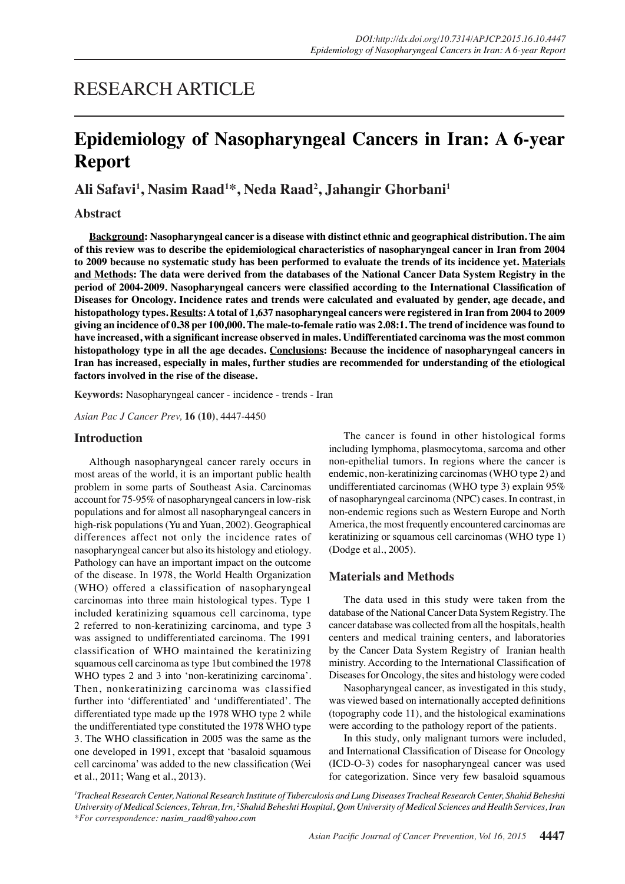# RESEARCH ARTICLE

# Epidemiology of Nasopharyngeal Cancers in Iran: A 6-year Report

**Ali Safavi[1], Nasim Raad[1*], Neda Raad[2], Jahangir Ghorbani[1]**

## Abstract

**Background: Nasopharyngeal cancer is a disease with distinct ethnic and geographical distribution. The aim of this review was to describe the epidemiological characteristics of nasopharyngeal cancer in Iran from 2004 to 2009 because no systematic study has been performed to evaluate the trends of its incidence yet. Materials and Methods: The data were derived from the databases of the National Cancer Data System Registry in the period of 2004-2009. Nasopharyngeal cancers were classified according to the International Classification of Diseases for Oncology. Incidence rates and trends were calculated and evaluated by gender, age decade, and histopathology types. Results: A total of 1,637 nasopharyngeal cancers were registered in Iran from 2004 to 2009 giving an incidence of 0.38 per 100,000. The male-to-female ratio was 2.08:1. The trend of incidence was found to have increased, with a significant increase observed in males. Undifferentiated carcinoma was the most common histopathology type in all the age decades. Conclusions: Because the incidence of nasopharyngeal cancers in Iran has increased, especially in males, further studies are recommended for understanding of the etiological factors involved in the rise of the disease.**

**Keywords:** Nasopharyngeal cancer - incidence - trends - Iran

*Asian Pac J Cancer Prev,* **16 (10)**, 4447-4450

## Introduction

Although nasopharyngeal cancer rarely occurs in most areas of the world, it is an important public health problem in some parts of Southeast Asia. Carcinomas account for 75-95% of nasopharyngeal cancers in low-risk populations and for almost all nasopharyngeal cancers in high-risk populations (Yu and Yuan, 2002). Geographical differences affect not only the incidence rates of nasopharyngeal cancer but also its histology and etiology. Pathology can have an important impact on the outcome of the disease. In 1978, the World Health Organization (WHO) offered a classification of nasopharyngeal carcinomas into three main histological types. Type 1 included keratinizing squamous cell carcinoma, type 2 referred to non-keratinizing carcinoma, and type 3 was assigned to undifferentiated carcinoma. The 1991 classification of WHO maintained the keratinizing squamous cell carcinoma as type 1but combined the 1978 WHO types 2 and 3 into 'non-keratinizing carcinoma'. Then, nonkeratinizing carcinoma was classified further into 'differentiated' and 'undifferentiated'. The differentiated type made up the 1978 WHO type 2 while the undifferentiated type constituted the 1978 WHO type 3. The WHO classification in 2005 was the same as the one developed in 1991, except that 'basaloid squamous cell carcinoma' was added to the new classification (Wei et al., 2011; Wang et al., 2013).

The cancer is found in other histological forms including lymphoma, plasmocytoma, sarcoma and other non-epithelial tumors. In regions where the cancer is endemic, non-keratinizing carcinomas (WHO type 2) and undifferentiated carcinomas (WHO type 3) explain 95% of nasopharyngeal carcinoma (NPC) cases. In contrast, in non-endemic regions such as Western Europe and North America, the most frequently encountered carcinomas are keratinizing or squamous cell carcinomas (WHO type 1) (Dodge et al., 2005).

## Materials and Methods

The data used in this study were taken from the database of the National Cancer Data System Registry. The cancer database was collected from all the hospitals, health centers and medical training centers, and laboratories by the Cancer Data System Registry of Iranian health ministry. According to the International Classification of Diseases for Oncology, the sites and histology were coded

Nasopharyngeal cancer, as investigated in this study, was viewed based on internationally accepted definitions (topography code 11), and the histological examinations were according to the pathology report of the patients.

In this study, only malignant tumors were included, and International Classification of Disease for Oncology (ICD-O-3) codes for nasopharyngeal cancer was used for categorization. Since very few basaloid squamous

[1]*Tracheal Research Center, National Research Institute of Tuberculosis and Lung Diseases Tracheal Research Center, Shahid Beheshti University of Medical Sciences, Tehran, Irn,* [2]*Shahid Beheshti Hospital, Qom University of Medical Sciences and Health Services, Iran \*For correspondence: nasim_raad@yahoo.com*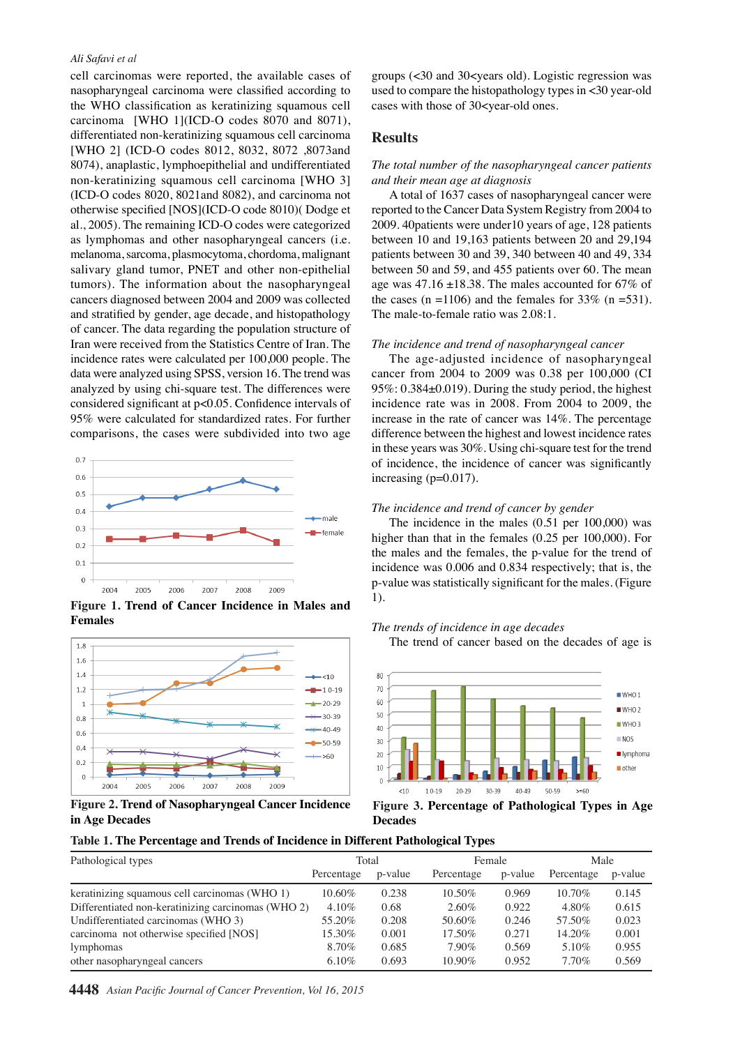cell carcinomas were reported, the available cases of nasopharyngeal carcinoma were classified according to the WHO classification as keratinizing squamous cell carcinoma [WHO 1](ICD-O codes 8070 and 8071), differentiated non-keratinizing squamous cell carcinoma [WHO 2] (ICD-O codes 8012, 8032, 8072 ,8073and 8074), anaplastic, lymphoepithelial and undifferentiated non-keratinizing squamous cell carcinoma [WHO 3] (ICD-O codes 8020, 8021and 8082), and carcinoma not otherwise specified [NOS](ICD-O code 8010)( Dodge et al., 2005). The remaining ICD-O codes were categorized as lymphomas and other nasopharyngeal cancers (i.e. melanoma, sarcoma, plasmocytoma, chordoma, malignant salivary gland tumor, PNET and other non-epithelial tumors). The information about the nasopharyngeal cancers diagnosed between 2004 and 2009 was collected and stratified by gender, age decade, and histopathology of cancer. The data regarding the population structure of Iran were received from the Statistics Centre of Iran. The incidence rates were calculated per 100,000 people. The data were analyzed using SPSS, version 16. The trend was analyzed by using chi-square test. The differences were considered significant at p<0.05. Confidence intervals of 95% were calculated for standardized rates. For further comparisons, the cases were subdivided into two age groups (<30 and 30<years old). Logistic regression was used to compare the histopathology types in <30 year-old cases with those of 30<year-old ones.

**Figure 1. Trend of Cancer Incidence in Males and Females**

**Figure 2. Trend of Nasopharyngeal Cancer Incidence in Age Decades**

## Results

*The total number of the nasopharyngeal cancer patients and their mean age at diagnosis*

A total of 1637 cases of nasopharyngeal cancer were reported to the Cancer Data System Registry from 2004 to 2009. 40patients were under10 years of age, 128 patients between 10 and 19,163 patients between 20 and 29,194 patients between 30 and 39, 340 between 40 and 49, 334 between 50 and 59, and 455 patients over 60. The mean age was 47.16 ±18.38. The males accounted for 67% of the cases (n =1106) and the females for 33% (n =531). The male-to-female ratio was 2.08:1.

*The incidence and trend of nasopharyngeal cancer*

The age-adjusted incidence of nasopharyngeal cancer from 2004 to 2009 was 0.38 per 100,000 (CI 95%: 0.384±0.019). During the study period, the highest incidence rate was in 2008. From 2004 to 2009, the increase in the rate of cancer was 14%. The percentage difference between the highest and lowest incidence rates in these years was 30%. Using chi-square test for the trend of incidence, the incidence of cancer was significantly increasing (p=0.017).

*The incidence and trend of cancer by gender*

The incidence in the males (0.51 per 100,000) was higher than that in the females (0.25 per 100,000). For the males and the females, the p-value for the trend of incidence was 0.006 and 0.834 respectively; that is, the p-value was statistically significant for the males. (Figure 1).

*The trends of incidence in age decades*

The trend of cancer based on the decades of age is

**Figure 3. Percentage of Pathological Types in Age Decades**

**Table 1. The Percentage and Trends of Incidence in Different Pathological Types**

| Pathological types | Total | | Female | | Male | |
|---|---|---|---|---|---|---|
| | Percentage | p-value | Percentage | p-value | Percentage | p-value |
| keratinizing squamous cell carcinomas (WHO 1) | 10.60% | 0.238 | 10.50% | 0.969 | 10.70% | 0.145 |
| Differentiated non-keratinizing carcinomas (WHO 2) | 4.10% | 0.68 | 2.60% | 0.922 | 4.80% | 0.615 |
| Undifferentiated carcinomas (WHO 3) | 55.20% | 0.208 | 50.60% | 0.246 | 57.50% | 0.023 |
| carcinoma not otherwise specified [NOS] | 15.30% | 0.001 | 17.50% | 0.271 | 14.20% | 0.001 |
| lymphomas | 8.70% | 0.685 | 7.90% | 0.569 | 5.10% | 0.955 |
| other nasopharyngeal cancers | 6.10% | 0.693 | 10.90% | 0.952 | 7.70% | 0.569 |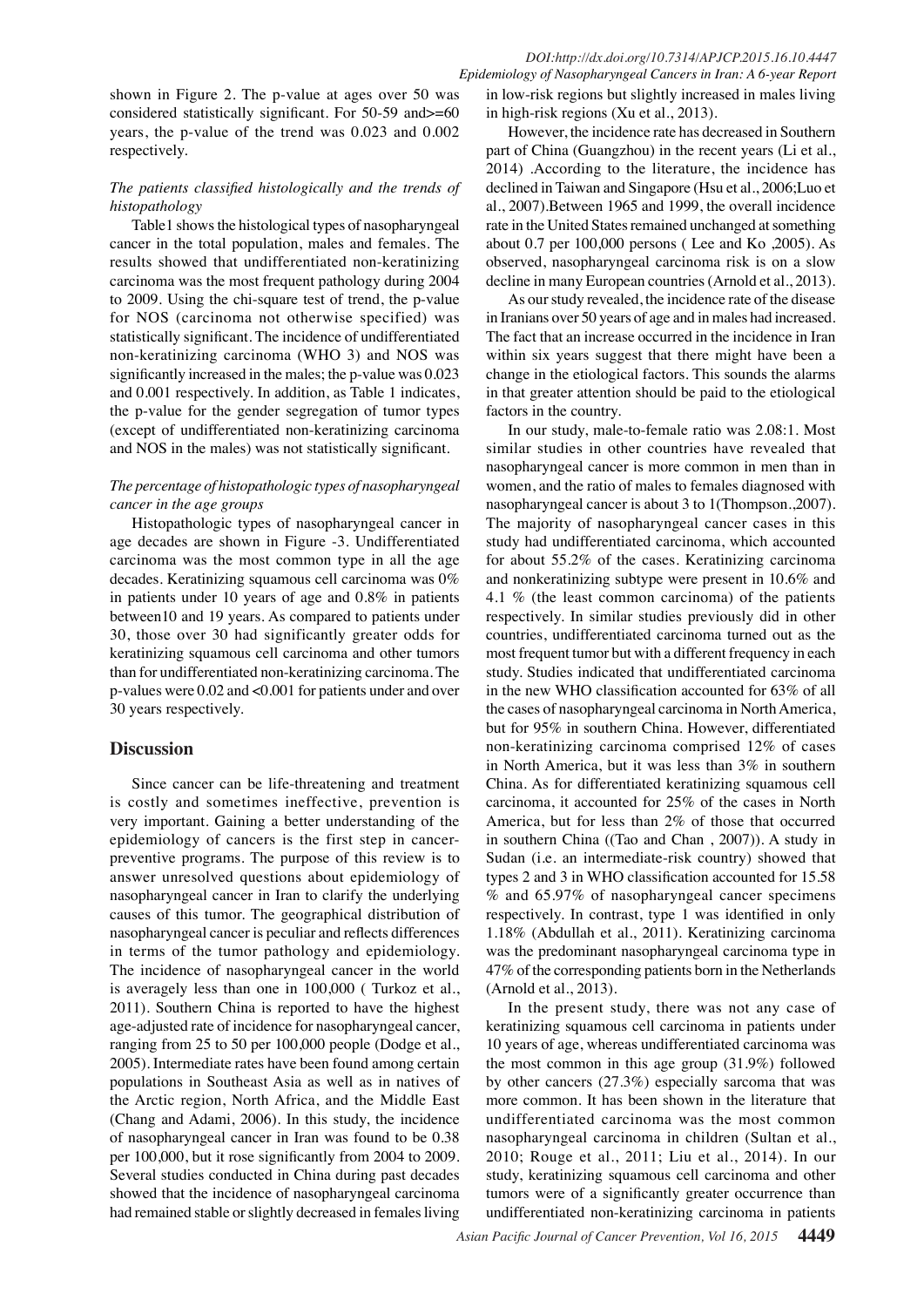shown in Figure 2. The p-value at ages over 50 was considered statistically significant. For 50-59 and>=60 years, the p-value of the trend was 0.023 and 0.002 respectively.

### *The patients classified histologically and the trends of histopathology*

Table1 shows the histological types of nasopharyngeal cancer in the total population, males and females. The results showed that undifferentiated non-keratinizing carcinoma was the most frequent pathology during 2004 to 2009. Using the chi-square test of trend, the p-value for NOS (carcinoma not otherwise specified) was statistically significant. The incidence of undifferentiated non-keratinizing carcinoma (WHO 3) and NOS was significantly increased in the males; the p-value was 0.023 and 0.001 respectively. In addition, as Table 1 indicates, the p-value for the gender segregation of tumor types (except of undifferentiated non-keratinizing carcinoma and NOS in the males) was not statistically significant.

### *The percentage of histopathologic types of nasopharyngeal cancer in the age groups*

Histopathologic types of nasopharyngeal cancer in age decades are shown in Figure -3. Undifferentiated carcinoma was the most common type in all the age decades. Keratinizing squamous cell carcinoma was 0% in patients under 10 years of age and 0.8% in patients between10 and 19 years. As compared to patients under 30, those over 30 had significantly greater odds for keratinizing squamous cell carcinoma and other tumors than for undifferentiated non-keratinizing carcinoma. The p-values were 0.02 and <0.001 for patients under and over 30 years respectively.

## Discussion

Since cancer can be life-threatening and treatment is costly and sometimes ineffective, prevention is very important. Gaining a better understanding of the epidemiology of cancers is the first step in cancer-preventive programs. The purpose of this review is to answer unresolved questions about epidemiology of nasopharyngeal cancer in Iran to clarify the underlying causes of this tumor. The geographical distribution of nasopharyngeal cancer is peculiar and reflects differences in terms of the tumor pathology and epidemiology. The incidence of nasopharyngeal cancer in the world is averagely less than one in 100,000 ( Turkoz et al., 2011). Southern China is reported to have the highest age-adjusted rate of incidence for nasopharyngeal cancer, ranging from 25 to 50 per 100,000 people (Dodge et al., 2005). Intermediate rates have been found among certain populations in Southeast Asia as well as in natives of the Arctic region, North Africa, and the Middle East (Chang and Adami, 2006). In this study, the incidence of nasopharyngeal cancer in Iran was found to be 0.38 per 100,000, but it rose significantly from 2004 to 2009. Several studies conducted in China during past decades showed that the incidence of nasopharyngeal carcinoma had remained stable or slightly decreased in females living in low-risk regions but slightly increased in males living in high-risk regions (Xu et al., 2013).

However, the incidence rate has decreased in Southern part of China (Guangzhou) in the recent years (Li et al., 2014) .According to the literature, the incidence has declined in Taiwan and Singapore (Hsu et al., 2006;Luo et al., 2007).Between 1965 and 1999, the overall incidence rate in the United States remained unchanged at something about 0.7 per 100,000 persons ( Lee and Ko ,2005). As observed, nasopharyngeal carcinoma risk is on a slow decline in many European countries (Arnold et al., 2013).

As our study revealed, the incidence rate of the disease in Iranians over 50 years of age and in males had increased. The fact that an increase occurred in the incidence in Iran within six years suggest that there might have been a change in the etiological factors. This sounds the alarms in that greater attention should be paid to the etiological factors in the country.

In our study, male-to-female ratio was 2.08:1. Most similar studies in other countries have revealed that nasopharyngeal cancer is more common in men than in women, and the ratio of males to females diagnosed with nasopharyngeal cancer is about 3 to 1(Thompson.,2007). The majority of nasopharyngeal cancer cases in this study had undifferentiated carcinoma, which accounted for about 55.2% of the cases. Keratinizing carcinoma and nonkeratinizing subtype were present in 10.6% and 4.1 % (the least common carcinoma) of the patients respectively. In similar studies previously did in other countries, undifferentiated carcinoma turned out as the most frequent tumor but with a different frequency in each study. Studies indicated that undifferentiated carcinoma in the new WHO classification accounted for 63% of all the cases of nasopharyngeal carcinoma in North America, but for 95% in southern China. However, differentiated non-keratinizing carcinoma comprised 12% of cases in North America, but it was less than 3% in southern China. As for differentiated keratinizing squamous cell carcinoma, it accounted for 25% of the cases in North America, but for less than 2% of those that occurred in southern China ((Tao and Chan , 2007)). A study in Sudan (i.e. an intermediate-risk country) showed that types 2 and 3 in WHO classification accounted for 15.58 % and 65.97% of nasopharyngeal cancer specimens respectively. In contrast, type 1 was identified in only 1.18% (Abdullah et al., 2011). Keratinizing carcinoma was the predominant nasopharyngeal carcinoma type in 47% of the corresponding patients born in the Netherlands (Arnold et al., 2013).

In the present study, there was not any case of keratinizing squamous cell carcinoma in patients under 10 years of age, whereas undifferentiated carcinoma was the most common in this age group (31.9%) followed by other cancers (27.3%) especially sarcoma that was more common. It has been shown in the literature that undifferentiated carcinoma was the most common nasopharyngeal carcinoma in children (Sultan et al., 2010; Rouge et al., 2011; Liu et al., 2014). In our study, keratinizing squamous cell carcinoma and other tumors were of a significantly greater occurrence than undifferentiated non-keratinizing carcinoma in patients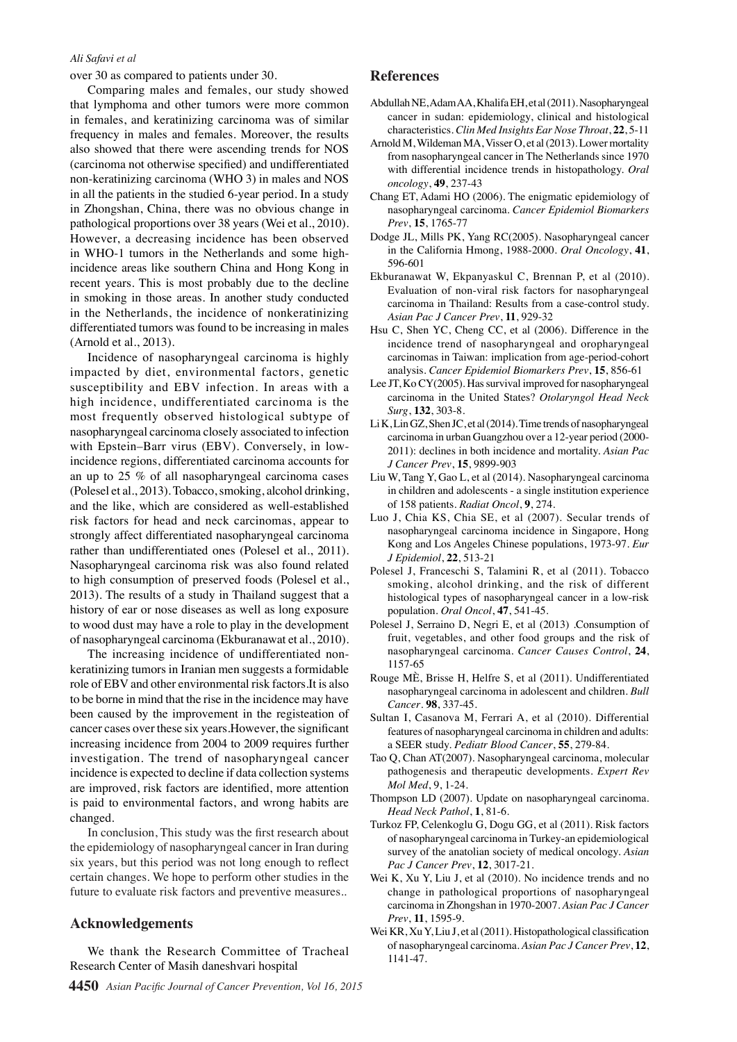over 30 as compared to patients under 30.

Comparing males and females, our study showed that lymphoma and other tumors were more common in females, and keratinizing carcinoma was of similar frequency in males and females. Moreover, the results also showed that there were ascending trends for NOS (carcinoma not otherwise specified) and undifferentiated non-keratinizing carcinoma (WHO 3) in males and NOS in all the patients in the studied 6-year period. In a study in Zhongshan, China, there was no obvious change in pathological proportions over 38 years (Wei et al., 2010). However, a decreasing incidence has been observed in WHO-1 tumors in the Netherlands and some high-incidence areas like southern China and Hong Kong in recent years. This is most probably due to the decline in smoking in those areas. In another study conducted in the Netherlands, the incidence of nonkeratinizing differentiated tumors was found to be increasing in males (Arnold et al., 2013).

Incidence of nasopharyngeal carcinoma is highly impacted by diet, environmental factors, genetic susceptibility and EBV infection. In areas with a high incidence, undifferentiated carcinoma is the most frequently observed histological subtype of nasopharyngeal carcinoma closely associated to infection with Epstein–Barr virus (EBV). Conversely, in low-incidence regions, differentiated carcinoma accounts for an up to 25 % of all nasopharyngeal carcinoma cases (Polesel et al., 2013). Tobacco, smoking, alcohol drinking, and the like, which are considered as well-established risk factors for head and neck carcinomas, appear to strongly affect differentiated nasopharyngeal carcinoma rather than undifferentiated ones (Polesel et al., 2011). Nasopharyngeal carcinoma risk was also found related to high consumption of preserved foods (Polesel et al., 2013). The results of a study in Thailand suggest that a history of ear or nose diseases as well as long exposure to wood dust may have a role to play in the development of nasopharyngeal carcinoma (Ekburanawat et al., 2010).

The increasing incidence of undifferentiated non-keratinizing tumors in Iranian men suggests a formidable role of EBV and other environmental risk factors.It is also to be borne in mind that the rise in the incidence may have been caused by the improvement in the registeation of cancer cases over these six years.However, the significant increasing incidence from 2004 to 2009 requires further investigation. The trend of nasopharyngeal cancer incidence is expected to decline if data collection systems are improved, risk factors are identified, more attention is paid to environmental factors, and wrong habits are changed.

In conclusion, This study was the first research about the epidemiology of nasopharyngeal cancer in Iran during six years, but this period was not long enough to reflect certain changes. We hope to perform other studies in the future to evaluate risk factors and preventive measures..

## Acknowledgements

We thank the Research Committee of Tracheal Research Center of Masih daneshvari hospital

## References

Abdullah NE, Adam AA, Khalifa EH, et al (2011). Nasopharyngeal cancer in sudan: epidemiology, clinical and histological characteristics. *Clin Med Insights Ear Nose Throat*, **22**, 5-11

Arnold M, Wildeman MA, Visser O, et al (2013). Lower mortality from nasopharyngeal cancer in The Netherlands since 1970 with differential incidence trends in histopathology. *Oral oncology*, **49**, 237-43

Chang ET, Adami HO (2006). The enigmatic epidemiology of nasopharyngeal carcinoma. *Cancer Epidemiol Biomarkers Prev*, **15**, 1765-77

Dodge JL, Mills PK, Yang RC(2005). Nasopharyngeal cancer in the California Hmong, 1988-2000. *Oral Oncology*, **41**, 596-601

Ekburanawat W, Ekpanyaskul C, Brennan P, et al (2010). Evaluation of non-viral risk factors for nasopharyngeal carcinoma in Thailand: Results from a case-control study. *Asian Pac J Cancer Prev*, **11**, 929-32

Hsu C, Shen YC, Cheng CC, et al (2006). Difference in the incidence trend of nasopharyngeal and oropharyngeal carcinomas in Taiwan: implication from age-period-cohort analysis. *Cancer Epidemiol Biomarkers Prev*, **15**, 856-61

Lee JT, Ko CY(2005). Has survival improved for nasopharyngeal carcinoma in the United States? *Otolaryngol Head Neck Surg*, **132**, 303-8.

Li K, Lin GZ, Shen JC, et al (2014). Time trends of nasopharyngeal carcinoma in urban Guangzhou over a 12-year period (2000-2011): declines in both incidence and mortality. *Asian Pac J Cancer Prev*, **15**, 9899-903

Liu W, Tang Y, Gao L, et al (2014). Nasopharyngeal carcinoma in children and adolescents - a single institution experience of 158 patients. *Radiat Oncol*, **9**, 274.

Luo J, Chia KS, Chia SE, et al (2007). Secular trends of nasopharyngeal carcinoma incidence in Singapore, Hong Kong and Los Angeles Chinese populations, 1973-97. *Eur J Epidemiol*, **22**, 513-21

Polesel J, Franceschi S, Talamini R, et al (2011). Tobacco smoking, alcohol drinking, and the risk of different histological types of nasopharyngeal cancer in a low-risk population. *Oral Oncol*, **47**, 541-45.

Polesel J, Serraino D, Negri E, et al (2013) .Consumption of fruit, vegetables, and other food groups and the risk of nasopharyngeal carcinoma. *Cancer Causes Control*, **24**, 1157-65

Rouge MÈ, Brisse H, Helfre S, et al (2011). Undifferentiated nasopharyngeal carcinoma in adolescent and children. *Bull Cancer*. **98**, 337-45.

Sultan I, Casanova M, Ferrari A, et al (2010). Differential features of nasopharyngeal carcinoma in children and adults: a SEER study. *Pediatr Blood Cancer*, **55**, 279-84.

Tao Q, Chan AT(2007). Nasopharyngeal carcinoma, molecular pathogenesis and therapeutic developments. *Expert Rev Mol Med*, 9, 1-24.

Thompson LD (2007). Update on nasopharyngeal carcinoma. *Head Neck Pathol*, **1**, 81-6.

Turkoz FP, Celenkoglu G, Dogu GG, et al (2011). Risk factors of nasopharyngeal carcinoma in Turkey-an epidemiological survey of the anatolian society of medical oncology. *Asian Pac J Cancer Prev*, **12**, 3017-21.

Wei K, Xu Y, Liu J, et al (2010). No incidence trends and no change in pathological proportions of nasopharyngeal carcinoma in Zhongshan in 1970-2007. *Asian Pac J Cancer Prev*, **11**, 1595-9.

Wei KR, Xu Y, Liu J, et al (2011). Histopathological classification of nasopharyngeal carcinoma. *Asian Pac J Cancer Prev*, **12**, 1141-47.